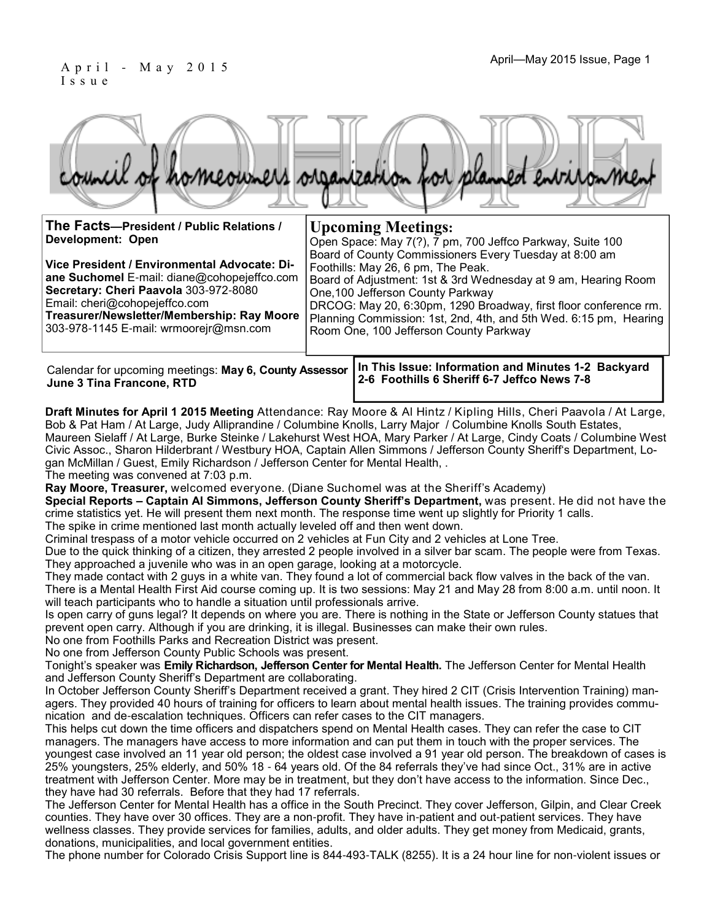April - May 2015 Issue

# COHOPE

council of homeowners organization for planned environment

**The Facts—President / Public Relations / Development: Open**

**Vice President / Environmental Advocate: Diane Suchomel** E-mail: diane@cohopejeffco.com
**Secretary: Cheri Paavola** 303-972-8080
Email: cheri@cohopejeffco.com
**Treasurer/Newsletter/Membership: Ray Moore** 303-978-1145 E-mail: wrmoorejr@msn.com

## Upcoming Meetings:

Open Space: May 7(?), 7 pm, 700 Jeffco Parkway, Suite 100
Board of County Commissioners Every Tuesday at 8:00 am
Foothills: May 26, 6 pm, The Peak.
Board of Adjustment: 1st & 3rd Wednesday at 9 am, Hearing Room One,100 Jefferson County Parkway
DRCOG: May 20, 6:30pm, 1290 Broadway, first floor conference rm.
Planning Commission: 1st, 2nd, 4th, and 5th Wed. 6:15 pm, Hearing Room One, 100 Jefferson County Parkway

Calendar for upcoming meetings: **May 6, County Assessor June 3 Tina Francone, RTD**

**In This Issue: Information and Minutes 1-2 Backyard 2-6 Foothills 6 Sheriff 6-7 Jeffco News 7-8**

**Draft Minutes for April 1 2015 Meeting** Attendance: Ray Moore & Al Hintz / Kipling Hills, Cheri Paavola / At Large, Bob & Pat Ham / At Large, Judy Alliprandine / Columbine Knolls, Larry Major / Columbine Knolls South Estates, Maureen Sielaff / At Large, Burke Steinke / Lakehurst West HOA, Mary Parker / At Large, Cindy Coats / Columbine West Civic Assoc., Sharon Hilderbrant / Westbury HOA, Captain Allen Simmons / Jefferson County Sheriff's Department, Logan McMillan / Guest, Emily Richardson / Jefferson Center for Mental Health, .

The meeting was convened at 7:03 p.m.

**Ray Moore, Treasurer,** welcomed everyone. (Diane Suchomel was at the Sheriff's Academy)

**Special Reports – Captain Al Simmons, Jefferson County Sheriff's Department,** was present. He did not have the crime statistics yet. He will present them next month. The response time went up slightly for Priority 1 calls.

The spike in crime mentioned last month actually leveled off and then went down.

Criminal trespass of a motor vehicle occurred on 2 vehicles at Fun City and 2 vehicles at Lone Tree.

Due to the quick thinking of a citizen, they arrested 2 people involved in a silver bar scam. The people were from Texas. They approached a juvenile who was in an open garage, looking at a motorcycle.

They made contact with 2 guys in a white van. They found a lot of commercial back flow valves in the back of the van.

There is a Mental Health First Aid course coming up. It is two sessions: May 21 and May 28 from 8:00 a.m. until noon. It will teach participants who to handle a situation until professionals arrive.

Is open carry of guns legal? It depends on where you are. There is nothing in the State or Jefferson County statues that prevent open carry. Although if you are drinking, it is illegal. Businesses can make their own rules.

No one from Foothills Parks and Recreation District was present.

No one from Jefferson County Public Schools was present.

Tonight's speaker was **Emily Richardson, Jefferson Center for Mental Health.** The Jefferson Center for Mental Health and Jefferson County Sheriff's Department are collaborating.

In October Jefferson County Sheriff's Department received a grant. They hired 2 CIT (Crisis Intervention Training) managers. They provided 40 hours of training for officers to learn about mental health issues. The training provides communication and de-escalation techniques. Officers can refer cases to the CIT managers.

This helps cut down the time officers and dispatchers spend on Mental Health cases. They can refer the case to CIT managers. The managers have access to more information and can put them in touch with the proper services. The youngest case involved an 11 year old person; the oldest case involved a 91 year old person. The breakdown of cases is 25% youngsters, 25% elderly, and 50% 18 - 64 years old. Of the 84 referrals they've had since Oct., 31% are in active treatment with Jefferson Center. More may be in treatment, but they don't have access to the information. Since Dec., they have had 30 referrals. Before that they had 17 referrals.

The Jefferson Center for Mental Health has a office in the South Precinct. They cover Jefferson, Gilpin, and Clear Creek counties. They have over 30 offices. They are a non-profit. They have in-patient and out-patient services. They have wellness classes. They provide services for families, adults, and older adults. They get money from Medicaid, grants, donations, municipalities, and local government entities.

The phone number for Colorado Crisis Support line is 844-493-TALK (8255). It is a 24 hour line for non-violent issues or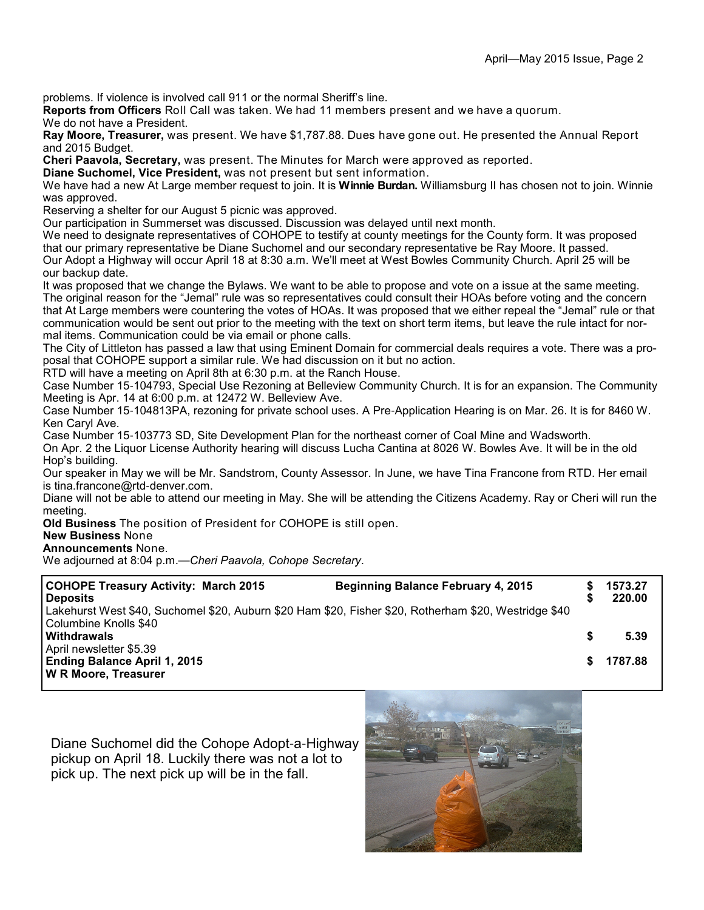problems. If violence is involved call 911 or the normal Sheriff's line.

**Reports from Officers** Roll Call was taken. We had 11 members present and we have a quorum.

We do not have a President.

**Ray Moore, Treasurer,** was present. We have $1,787.88. Dues have gone out. He presented the Annual Report and 2015 Budget.

**Cheri Paavola, Secretary,** was present. The Minutes for March were approved as reported.

**Diane Suchomel, Vice President,** was not present but sent information.

We have had a new At Large member request to join. It is **Winnie Burdan.** Williamsburg II has chosen not to join. Winnie was approved.

Reserving a shelter for our August 5 picnic was approved.

Our participation in Summerset was discussed. Discussion was delayed until next month.

We need to designate representatives of COHOPE to testify at county meetings for the County form. It was proposed that our primary representative be Diane Suchomel and our secondary representative be Ray Moore. It passed.

Our Adopt a Highway will occur April 18 at 8:30 a.m. We'll meet at West Bowles Community Church. April 25 will be our backup date.

It was proposed that we change the Bylaws. We want to be able to propose and vote on a issue at the same meeting. The original reason for the "Jemal" rule was so representatives could consult their HOAs before voting and the concern that At Large members were countering the votes of HOAs. It was proposed that we either repeal the "Jemal" rule or that communication would be sent out prior to the meeting with the text on short term items, but leave the rule intact for normal items. Communication could be via email or phone calls.

The City of Littleton has passed a law that using Eminent Domain for commercial deals requires a vote. There was a proposal that COHOPE support a similar rule. We had discussion on it but no action.

RTD will have a meeting on April 8th at 6:30 p.m. at the Ranch House.

Case Number 15-104793, Special Use Rezoning at Belleview Community Church. It is for an expansion. The Community Meeting is Apr. 14 at 6:00 p.m. at 12472 W. Belleview Ave.

Case Number 15-104813PA, rezoning for private school uses. A Pre-Application Hearing is on Mar. 26. It is for 8460 W. Ken Caryl Ave.

Case Number 15-103773 SD, Site Development Plan for the northeast corner of Coal Mine and Wadsworth.

On Apr. 2 the Liquor License Authority hearing will discuss Lucha Cantina at 8026 W. Bowles Ave. It will be in the old Hop's building.

Our speaker in May we will be Mr. Sandstrom, County Assessor. In June, we have Tina Francone from RTD. Her email is tina.francone@rtd-denver.com.

Diane will not be able to attend our meeting in May. She will be attending the Citizens Academy. Ray or Cheri will run the meeting.

**Old Business** The position of President for COHOPE is still open.

**New Business** None

**Announcements** None.

We adjourned at 8:04 p.m.—*Cheri Paavola, Cohope Secretary*.

| **COHOPE Treasury Activity: March 2015** | **Beginning Balance February 4, 2015** | **$** | **1573.27** |
|---|---|---|---|
| **Deposits** | | **$** | **220.00** |
| Lakehurst West $40, Suchomel $20, Auburn $20 Ham $20, Fisher $20, Rotherham $20, Westridge $40 Columbine Knolls $40 | | | |
| **Withdrawals** | | **$** | **5.39** |
| April newsletter $5.39 | | | |
| **Ending Balance April 1, 2015** | | **$** | **1787.88** |
| **W R Moore, Treasurer** | | | |

Diane Suchomel did the Cohope Adopt-a-Highway pickup on April 18. Luckily there was not a lot to pick up. The next pick up will be in the fall.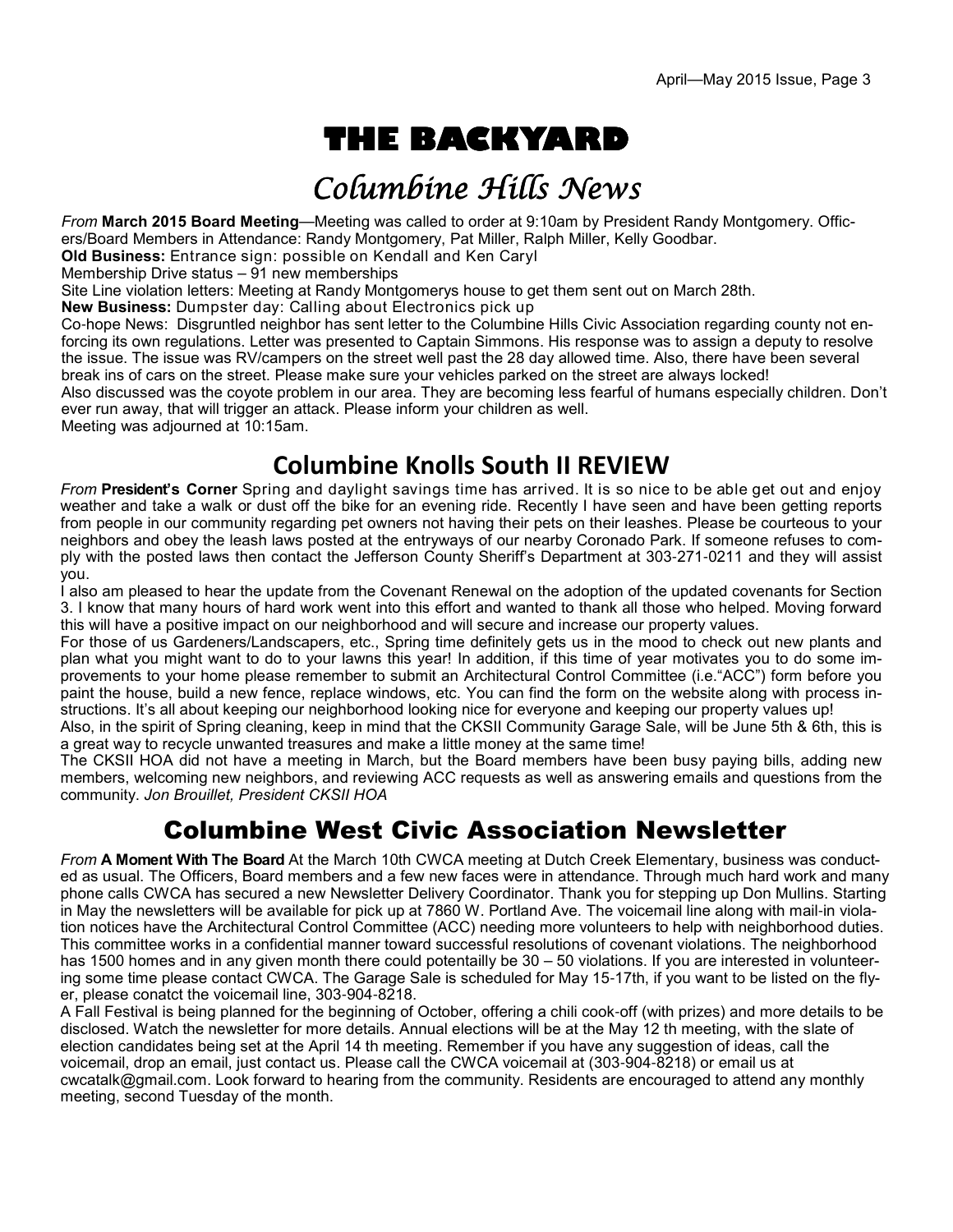# THE BACKYARD

## Columbine Hills News

*From* **March 2015 Board Meeting**—Meeting was called to order at 9:10am by President Randy Montgomery. Officers/Board Members in Attendance: Randy Montgomery, Pat Miller, Ralph Miller, Kelly Goodbar.

**Old Business:** Entrance sign: possible on Kendall and Ken Caryl

Membership Drive status – 91 new memberships

Site Line violation letters: Meeting at Randy Montgomerys house to get them sent out on March 28th.

**New Business:** Dumpster day: Calling about Electronics pick up

Co-hope News: Disgruntled neighbor has sent letter to the Columbine Hills Civic Association regarding county not enforcing its own regulations. Letter was presented to Captain Simmons. His response was to assign a deputy to resolve the issue. The issue was RV/campers on the street well past the 28 day allowed time. Also, there have been several break ins of cars on the street. Please make sure your vehicles parked on the street are always locked!

Also discussed was the coyote problem in our area. They are becoming less fearful of humans especially children. Don't ever run away, that will trigger an attack. Please inform your children as well.

Meeting was adjourned at 10:15am.

## Columbine Knolls South II REVIEW

*From* **President's Corner** Spring and daylight savings time has arrived. It is so nice to be able get out and enjoy weather and take a walk or dust off the bike for an evening ride. Recently I have seen and have been getting reports from people in our community regarding pet owners not having their pets on their leashes. Please be courteous to your neighbors and obey the leash laws posted at the entryways of our nearby Coronado Park. If someone refuses to comply with the posted laws then contact the Jefferson County Sheriff's Department at 303-271-0211 and they will assist you.

I also am pleased to hear the update from the Covenant Renewal on the adoption of the updated covenants for Section 3. I know that many hours of hard work went into this effort and wanted to thank all those who helped. Moving forward this will have a positive impact on our neighborhood and will secure and increase our property values.

For those of us Gardeners/Landscapers, etc., Spring time definitely gets us in the mood to check out new plants and plan what you might want to do to your lawns this year! In addition, if this time of year motivates you to do some improvements to your home please remember to submit an Architectural Control Committee (i.e."ACC") form before you paint the house, build a new fence, replace windows, etc. You can find the form on the website along with process instructions. It's all about keeping our neighborhood looking nice for everyone and keeping our property values up!

Also, in the spirit of Spring cleaning, keep in mind that the CKSII Community Garage Sale, will be June 5th & 6th, this is a great way to recycle unwanted treasures and make a little money at the same time!

The CKSII HOA did not have a meeting in March, but the Board members have been busy paying bills, adding new members, welcoming new neighbors, and reviewing ACC requests as well as answering emails and questions from the community. *Jon Brouillet, President CKSII HOA*

## Columbine West Civic Association Newsletter

*From* **A Moment With The Board** At the March 10th CWCA meeting at Dutch Creek Elementary, business was conducted as usual. The Officers, Board members and a few new faces were in attendance. Through much hard work and many phone calls CWCA has secured a new Newsletter Delivery Coordinator. Thank you for stepping up Don Mullins. Starting in May the newsletters will be available for pick up at 7860 W. Portland Ave. The voicemail line along with mail-in violation notices have the Architectural Control Committee (ACC) needing more volunteers to help with neighborhood duties. This committee works in a confidential manner toward successful resolutions of covenant violations. The neighborhood has 1500 homes and in any given month there could potentailly be 30 – 50 violations. If you are interested in volunteering some time please contact CWCA. The Garage Sale is scheduled for May 15-17th, if you want to be listed on the flyer, please conatct the voicemail line, 303-904-8218.

A Fall Festival is being planned for the beginning of October, offering a chili cook-off (with prizes) and more details to be disclosed. Watch the newsletter for more details. Annual elections will be at the May 12 th meeting, with the slate of election candidates being set at the April 14 th meeting. Remember if you have any suggestion of ideas, call the voicemail, drop an email, just contact us. Please call the CWCA voicemail at (303-904-8218) or email us at cwcatalk@gmail.com. Look forward to hearing from the community. Residents are encouraged to attend any monthly meeting, second Tuesday of the month.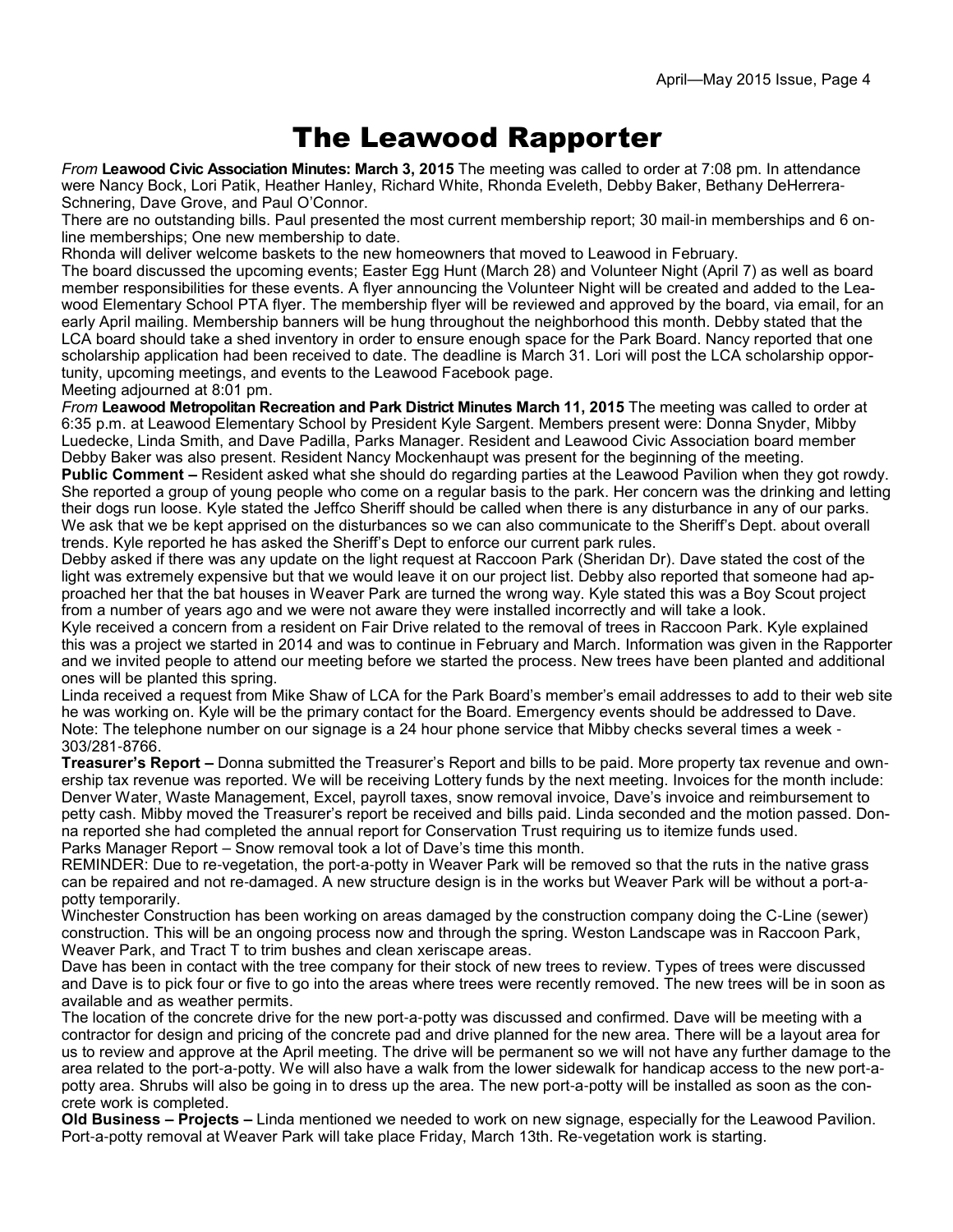# The Leawood Rapporter

*From* **Leawood Civic Association Minutes: March 3, 2015** The meeting was called to order at 7:08 pm. In attendance were Nancy Bock, Lori Patik, Heather Hanley, Richard White, Rhonda Eveleth, Debby Baker, Bethany DeHerrera-Schnering, Dave Grove, and Paul O'Connor.

There are no outstanding bills. Paul presented the most current membership report; 30 mail-in memberships and 6 on-line memberships; One new membership to date.

Rhonda will deliver welcome baskets to the new homeowners that moved to Leawood in February.

The board discussed the upcoming events; Easter Egg Hunt (March 28) and Volunteer Night (April 7) as well as board member responsibilities for these events. A flyer announcing the Volunteer Night will be created and added to the Leawood Elementary School PTA flyer. The membership flyer will be reviewed and approved by the board, via email, for an early April mailing. Membership banners will be hung throughout the neighborhood this month. Debby stated that the LCA board should take a shed inventory in order to ensure enough space for the Park Board. Nancy reported that one scholarship application had been received to date. The deadline is March 31. Lori will post the LCA scholarship opportunity, upcoming meetings, and events to the Leawood Facebook page.

Meeting adjourned at 8:01 pm.

*From* **Leawood Metropolitan Recreation and Park District Minutes March 11, 2015** The meeting was called to order at 6:35 p.m. at Leawood Elementary School by President Kyle Sargent. Members present were: Donna Snyder, Mibby Luedecke, Linda Smith, and Dave Padilla, Parks Manager. Resident and Leawood Civic Association board member Debby Baker was also present. Resident Nancy Mockenhaupt was present for the beginning of the meeting.

**Public Comment –** Resident asked what she should do regarding parties at the Leawood Pavilion when they got rowdy. She reported a group of young people who come on a regular basis to the park. Her concern was the drinking and letting their dogs run loose. Kyle stated the Jeffco Sheriff should be called when there is any disturbance in any of our parks. We ask that we be kept apprised on the disturbances so we can also communicate to the Sheriff's Dept. about overall trends. Kyle reported he has asked the Sheriff's Dept to enforce our current park rules.

Debby asked if there was any update on the light request at Raccoon Park (Sheridan Dr). Dave stated the cost of the light was extremely expensive but that we would leave it on our project list. Debby also reported that someone had approached her that the bat houses in Weaver Park are turned the wrong way. Kyle stated this was a Boy Scout project from a number of years ago and we were not aware they were installed incorrectly and will take a look.

Kyle received a concern from a resident on Fair Drive related to the removal of trees in Raccoon Park. Kyle explained this was a project we started in 2014 and was to continue in February and March. Information was given in the Rapporter and we invited people to attend our meeting before we started the process. New trees have been planted and additional ones will be planted this spring.

Linda received a request from Mike Shaw of LCA for the Park Board's member's email addresses to add to their web site he was working on. Kyle will be the primary contact for the Board. Emergency events should be addressed to Dave. Note: The telephone number on our signage is a 24 hour phone service that Mibby checks several times a week - 303/281-8766.

**Treasurer's Report –** Donna submitted the Treasurer's Report and bills to be paid. More property tax revenue and ownership tax revenue was reported. We will be receiving Lottery funds by the next meeting. Invoices for the month include: Denver Water, Waste Management, Excel, payroll taxes, snow removal invoice, Dave's invoice and reimbursement to petty cash. Mibby moved the Treasurer's report be received and bills paid. Linda seconded and the motion passed. Donna reported she had completed the annual report for Conservation Trust requiring us to itemize funds used.

Parks Manager Report – Snow removal took a lot of Dave's time this month.

REMINDER: Due to re-vegetation, the port-a-potty in Weaver Park will be removed so that the ruts in the native grass can be repaired and not re-damaged. A new structure design is in the works but Weaver Park will be without a port-a-potty temporarily.

Winchester Construction has been working on areas damaged by the construction company doing the C-Line (sewer) construction. This will be an ongoing process now and through the spring. Weston Landscape was in Raccoon Park, Weaver Park, and Tract T to trim bushes and clean xeriscape areas.

Dave has been in contact with the tree company for their stock of new trees to review. Types of trees were discussed and Dave is to pick four or five to go into the areas where trees were recently removed. The new trees will be in soon as available and as weather permits.

The location of the concrete drive for the new port-a-potty was discussed and confirmed. Dave will be meeting with a contractor for design and pricing of the concrete pad and drive planned for the new area. There will be a layout area for us to review and approve at the April meeting. The drive will be permanent so we will not have any further damage to the area related to the port-a-potty. We will also have a walk from the lower sidewalk for handicap access to the new port-a-potty area. Shrubs will also be going in to dress up the area. The new port-a-potty will be installed as soon as the concrete work is completed.

**Old Business – Projects –** Linda mentioned we needed to work on new signage, especially for the Leawood Pavilion. Port-a-potty removal at Weaver Park will take place Friday, March 13th. Re-vegetation work is starting.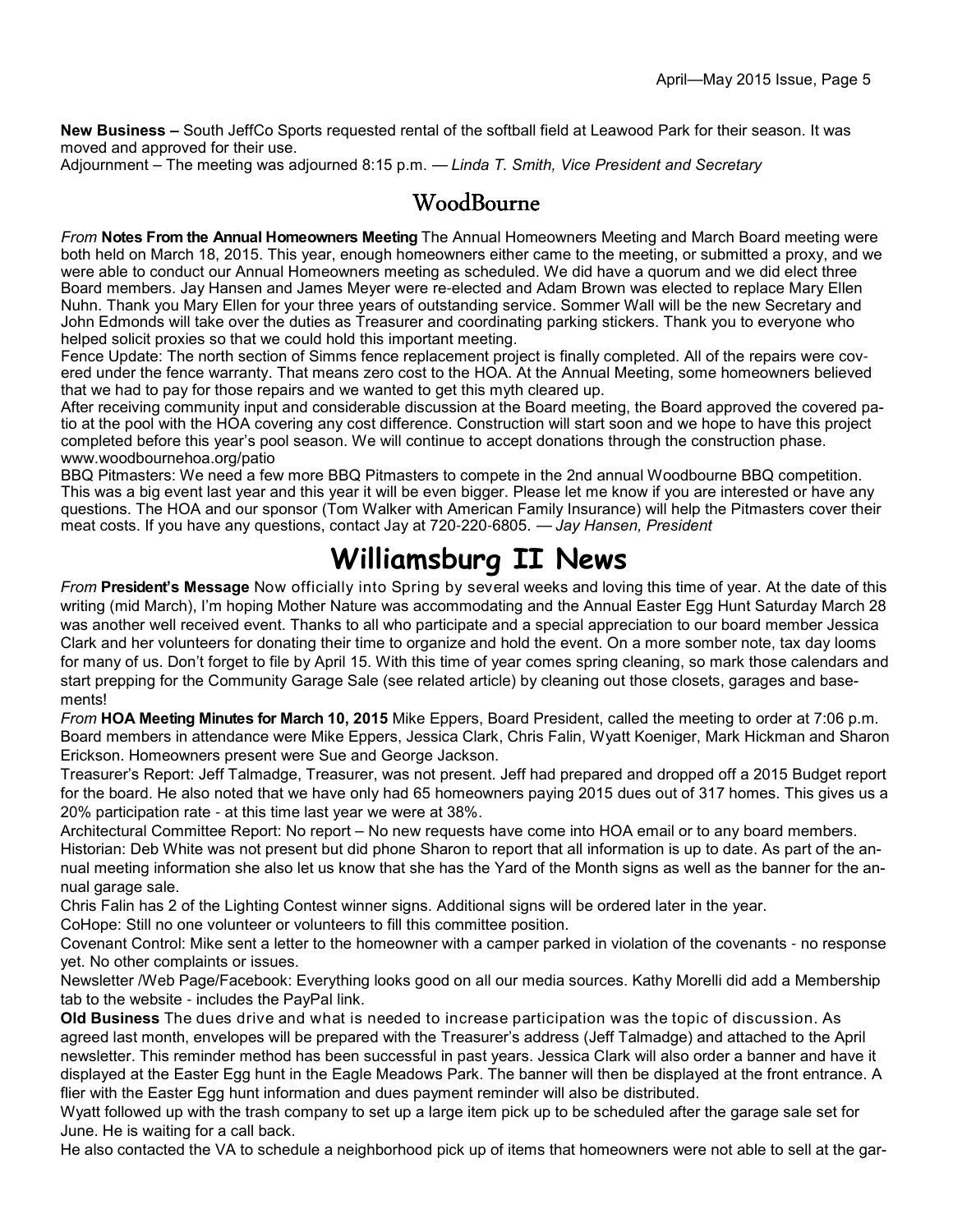**New Business –** South JeffCo Sports requested rental of the softball field at Leawood Park for their season. It was moved and approved for their use.

Adjournment – The meeting was adjourned 8:15 p.m. — *Linda T. Smith, Vice President and Secretary*

## WoodBourne

*From* **Notes From the Annual Homeowners Meeting** The Annual Homeowners Meeting and March Board meeting were both held on March 18, 2015. This year, enough homeowners either came to the meeting, or submitted a proxy, and we were able to conduct our Annual Homeowners meeting as scheduled. We did have a quorum and we did elect three Board members. Jay Hansen and James Meyer were re-elected and Adam Brown was elected to replace Mary Ellen Nuhn. Thank you Mary Ellen for your three years of outstanding service. Sommer Wall will be the new Secretary and John Edmonds will take over the duties as Treasurer and coordinating parking stickers. Thank you to everyone who helped solicit proxies so that we could hold this important meeting.

Fence Update: The north section of Simms fence replacement project is finally completed. All of the repairs were covered under the fence warranty. That means zero cost to the HOA. At the Annual Meeting, some homeowners believed that we had to pay for those repairs and we wanted to get this myth cleared up.

After receiving community input and considerable discussion at the Board meeting, the Board approved the covered patio at the pool with the HOA covering any cost difference. Construction will start soon and we hope to have this project completed before this year's pool season. We will continue to accept donations through the construction phase. www.woodbournehoa.org/patio

BBQ Pitmasters: We need a few more BBQ Pitmasters to compete in the 2nd annual Woodbourne BBQ competition. This was a big event last year and this year it will be even bigger. Please let me know if you are interested or have any questions. The HOA and our sponsor (Tom Walker with American Family Insurance) will help the Pitmasters cover their meat costs. If you have any questions, contact Jay at 720-220-6805. — *Jay Hansen, President*

# Williamsburg II News

*From* **President's Message** Now officially into Spring by several weeks and loving this time of year. At the date of this writing (mid March), I'm hoping Mother Nature was accommodating and the Annual Easter Egg Hunt Saturday March 28 was another well received event. Thanks to all who participate and a special appreciation to our board member Jessica Clark and her volunteers for donating their time to organize and hold the event. On a more somber note, tax day looms for many of us. Don't forget to file by April 15. With this time of year comes spring cleaning, so mark those calendars and start prepping for the Community Garage Sale (see related article) by cleaning out those closets, garages and basements!

*From* **HOA Meeting Minutes for March 10, 2015** Mike Eppers, Board President, called the meeting to order at 7:06 p.m. Board members in attendance were Mike Eppers, Jessica Clark, Chris Falin, Wyatt Koeniger, Mark Hickman and Sharon Erickson. Homeowners present were Sue and George Jackson.

Treasurer's Report: Jeff Talmadge, Treasurer, was not present. Jeff had prepared and dropped off a 2015 Budget report for the board. He also noted that we have only had 65 homeowners paying 2015 dues out of 317 homes. This gives us a 20% participation rate - at this time last year we were at 38%.

Architectural Committee Report: No report – No new requests have come into HOA email or to any board members.

Historian: Deb White was not present but did phone Sharon to report that all information is up to date. As part of the annual meeting information she also let us know that she has the Yard of the Month signs as well as the banner for the annual garage sale.

Chris Falin has 2 of the Lighting Contest winner signs. Additional signs will be ordered later in the year.

CoHope: Still no one volunteer or volunteers to fill this committee position.

Covenant Control: Mike sent a letter to the homeowner with a camper parked in violation of the covenants - no response yet. No other complaints or issues.

Newsletter /Web Page/Facebook: Everything looks good on all our media sources. Kathy Morelli did add a Membership tab to the website - includes the PayPal link.

**Old Business** The dues drive and what is needed to increase participation was the topic of discussion. As agreed last month, envelopes will be prepared with the Treasurer's address (Jeff Talmadge) and attached to the April newsletter. This reminder method has been successful in past years. Jessica Clark will also order a banner and have it displayed at the Easter Egg hunt in the Eagle Meadows Park. The banner will then be displayed at the front entrance. A flier with the Easter Egg hunt information and dues payment reminder will also be distributed.

Wyatt followed up with the trash company to set up a large item pick up to be scheduled after the garage sale set for June. He is waiting for a call back.

He also contacted the VA to schedule a neighborhood pick up of items that homeowners were not able to sell at the gar-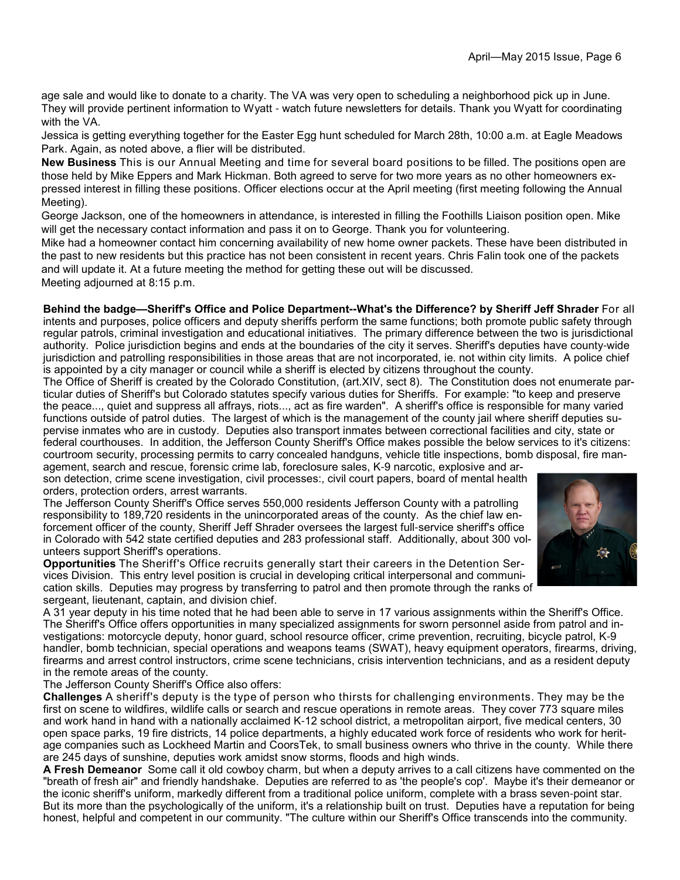age sale and would like to donate to a charity. The VA was very open to scheduling a neighborhood pick up in June. They will provide pertinent information to Wyatt - watch future newsletters for details. Thank you Wyatt for coordinating with the VA.

Jessica is getting everything together for the Easter Egg hunt scheduled for March 28th, 10:00 a.m. at Eagle Meadows Park. Again, as noted above, a flier will be distributed.

**New Business** This is our Annual Meeting and time for several board positions to be filled. The positions open are those held by Mike Eppers and Mark Hickman. Both agreed to serve for two more years as no other homeowners expressed interest in filling these positions. Officer elections occur at the April meeting (first meeting following the Annual Meeting).

George Jackson, one of the homeowners in attendance, is interested in filling the Foothills Liaison position open. Mike will get the necessary contact information and pass it on to George. Thank you for volunteering.

Mike had a homeowner contact him concerning availability of new home owner packets. These have been distributed in the past to new residents but this practice has not been consistent in recent years. Chris Falin took one of the packets and will update it. At a future meeting the method for getting these out will be discussed.

Meeting adjourned at 8:15 p.m.

**Behind the badge—Sheriff's Office and Police Department--What's the Difference? by Sheriff Jeff Shrader** For all intents and purposes, police officers and deputy sheriffs perform the same functions; both promote public safety through regular patrols, criminal investigation and educational initiatives. The primary difference between the two is jurisdictional authority. Police jurisdiction begins and ends at the boundaries of the city it serves. Sheriff's deputies have county-wide jurisdiction and patrolling responsibilities in those areas that are not incorporated, ie. not within city limits. A police chief is appointed by a city manager or council while a sheriff is elected by citizens throughout the county.

The Office of Sheriff is created by the Colorado Constitution, (art.XIV, sect 8). The Constitution does not enumerate particular duties of Sheriff's but Colorado statutes specify various duties for Sheriffs. For example: "to keep and preserve the peace..., quiet and suppress all affrays, riots..., act as fire warden". A sheriff's office is responsible for many varied functions outside of patrol duties. The largest of which is the management of the county jail where sheriff deputies supervise inmates who are in custody. Deputies also transport inmates between correctional facilities and city, state or federal courthouses. In addition, the Jefferson County Sheriff's Office makes possible the below services to it's citizens: courtroom security, processing permits to carry concealed handguns, vehicle title inspections, bomb disposal, fire management, search and rescue, forensic crime lab, foreclosure sales, K-9 narcotic, explosive and arson detection, crime scene investigation, civil processes:, civil court papers, board of mental health orders, protection orders, arrest warrants.

The Jefferson County Sheriff's Office serves 550,000 residents Jefferson County with a patrolling responsibility to 189,720 residents in the unincorporated areas of the county. As the chief law enforcement officer of the county, Sheriff Jeff Shrader oversees the largest full-service sheriff's office in Colorado with 542 state certified deputies and 283 professional staff. Additionally, about 300 volunteers support Sheriff's operations.

**Opportunities** The Sheriff's Office recruits generally start their careers in the Detention Services Division. This entry level position is crucial in developing critical interpersonal and communication skills. Deputies may progress by transferring to patrol and then promote through the ranks of sergeant, lieutenant, captain, and division chief.

A 31 year deputy in his time noted that he had been able to serve in 17 various assignments within the Sheriff's Office. The Sheriff's Office offers opportunities in many specialized assignments for sworn personnel aside from patrol and investigations: motorcycle deputy, honor guard, school resource officer, crime prevention, recruiting, bicycle patrol, K-9 handler, bomb technician, special operations and weapons teams (SWAT), heavy equipment operators, firearms, driving, firearms and arrest control instructors, crime scene technicians, crisis intervention technicians, and as a resident deputy in the remote areas of the county.

The Jefferson County Sheriff's Office also offers:

**Challenges** A sheriff's deputy is the type of person who thirsts for challenging environments. They may be the first on scene to wildfires, wildlife calls or search and rescue operations in remote areas. They cover 773 square miles and work hand in hand with a nationally acclaimed K-12 school district, a metropolitan airport, five medical centers, 30 open space parks, 19 fire districts, 14 police departments, a highly educated work force of residents who work for heritage companies such as Lockheed Martin and CoorsTek, to small business owners who thrive in the county. While there are 245 days of sunshine, deputies work amidst snow storms, floods and high winds.

**A Fresh Demeanor** Some call it old cowboy charm, but when a deputy arrives to a call citizens have commented on the "breath of fresh air" and friendly handshake. Deputies are referred to as 'the people's cop'. Maybe it's their demeanor or the iconic sheriff's uniform, markedly different from a traditional police uniform, complete with a brass seven-point star. But its more than the psychologically of the uniform, it's a relationship built on trust. Deputies have a reputation for being honest, helpful and competent in our community. "The culture within our Sheriff's Office transcends into the community.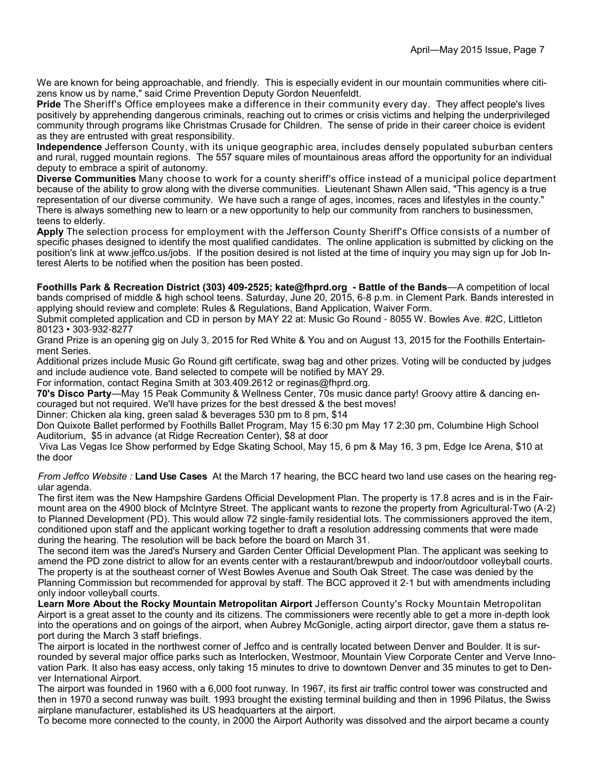We are known for being approachable, and friendly. This is especially evident in our mountain communities where citizens know us by name," said Crime Prevention Deputy Gordon Neuenfeldt.

**Pride** The Sheriff's Office employees make a difference in their community every day. They affect people's lives positively by apprehending dangerous criminals, reaching out to crimes or crisis victims and helping the underprivileged community through programs like Christmas Crusade for Children. The sense of pride in their career choice is evident as they are entrusted with great responsibility.

**Independence** Jefferson County, with its unique geographic area, includes densely populated suburban centers and rural, rugged mountain regions. The 557 square miles of mountainous areas afford the opportunity for an individual deputy to embrace a spirit of autonomy.

**Diverse Communities** Many choose to work for a county sheriff's office instead of a municipal police department because of the ability to grow along with the diverse communities. Lieutenant Shawn Allen said, "This agency is a true representation of our diverse community. We have such a range of ages, incomes, races and lifestyles in the county." There is always something new to learn or a new opportunity to help our community from ranchers to businessmen, teens to elderly.

**Apply** The selection process for employment with the Jefferson County Sheriff's Office consists of a number of specific phases designed to identify the most qualified candidates. The online application is submitted by clicking on the position's link at www.jeffco.us/jobs. If the position desired is not listed at the time of inquiry you may sign up for Job Interest Alerts to be notified when the position has been posted.

**Foothills Park & Recreation District (303) 409-2525; kate@fhprd.org - Battle of the Bands**—A competition of local bands comprised of middle & high school teens. Saturday, June 20, 2015, 6-8 p.m. in Clement Park. Bands interested in applying should review and complete: Rules & Regulations, Band Application, Waiver Form.

Submit completed application and CD in person by MAY 22 at: Music Go Round - 8055 W. Bowles Ave. #2C, Littleton 80123 • 303-932-8277

Grand Prize is an opening gig on July 3, 2015 for Red White & You and on August 13, 2015 for the Foothills Entertainment Series.

Additional prizes include Music Go Round gift certificate, swag bag and other prizes. Voting will be conducted by judges and include audience vote. Band selected to compete will be notified by MAY 29.

For information, contact Regina Smith at 303.409.2612 or reginas@fhprd.org.

**70's Disco Party**—May 15 Peak Community & Wellness Center, 70s music dance party! Groovy attire & dancing encouraged but not required. We'll have prizes for the best dressed & the best moves!

Dinner: Chicken ala king, green salad & beverages 530 pm to 8 pm, $14

Don Quixote Ballet performed by Foothills Ballet Program, May 15 6:30 pm May 17 2:30 pm, Columbine High School Auditorium, $5 in advance (at Ridge Recreation Center), $8 at door

Viva Las Vegas Ice Show performed by Edge Skating School, May 15, 6 pm & May 16, 3 pm, Edge Ice Arena, $10 at the door

*From Jeffco Website :* **Land Use Cases** At the March 17 hearing, the BCC heard two land use cases on the hearing regular agenda.

The first item was the New Hampshire Gardens Official Development Plan. The property is 17.8 acres and is in the Fairmount area on the 4900 block of McIntyre Street. The applicant wants to rezone the property from Agricultural-Two (A-2) to Planned Development (PD). This would allow 72 single-family residential lots. The commissioners approved the item, conditioned upon staff and the applicant working together to draft a resolution addressing comments that were made during the hearing. The resolution will be back before the board on March 31.

The second item was the Jared's Nursery and Garden Center Official Development Plan. The applicant was seeking to amend the PD zone district to allow for an events center with a restaurant/brewpub and indoor/outdoor volleyball courts. The property is at the southeast corner of West Bowles Avenue and South Oak Street. The case was denied by the Planning Commission but recommended for approval by staff. The BCC approved it 2-1 but with amendments including only indoor volleyball courts.

**Learn More About the Rocky Mountain Metropolitan Airport** Jefferson County's Rocky Mountain Metropolitan Airport is a great asset to the county and its citizens. The commissioners were recently able to get a more in-depth look into the operations and on goings of the airport, when Aubrey McGonigle, acting airport director, gave them a status report during the March 3 staff briefings.

The airport is located in the northwest corner of Jeffco and is centrally located between Denver and Boulder. It is surrounded by several major office parks such as Interlocken, Westmoor, Mountain View Corporate Center and Verve Innovation Park. It also has easy access, only taking 15 minutes to drive to downtown Denver and 35 minutes to get to Denver International Airport.

The airport was founded in 1960 with a 6,000 foot runway. In 1967, its first air traffic control tower was constructed and then in 1970 a second runway was built. 1993 brought the existing terminal building and then in 1996 Pilatus, the Swiss airplane manufacturer, established its US headquarters at the airport.

To become more connected to the county, in 2000 the Airport Authority was dissolved and the airport became a county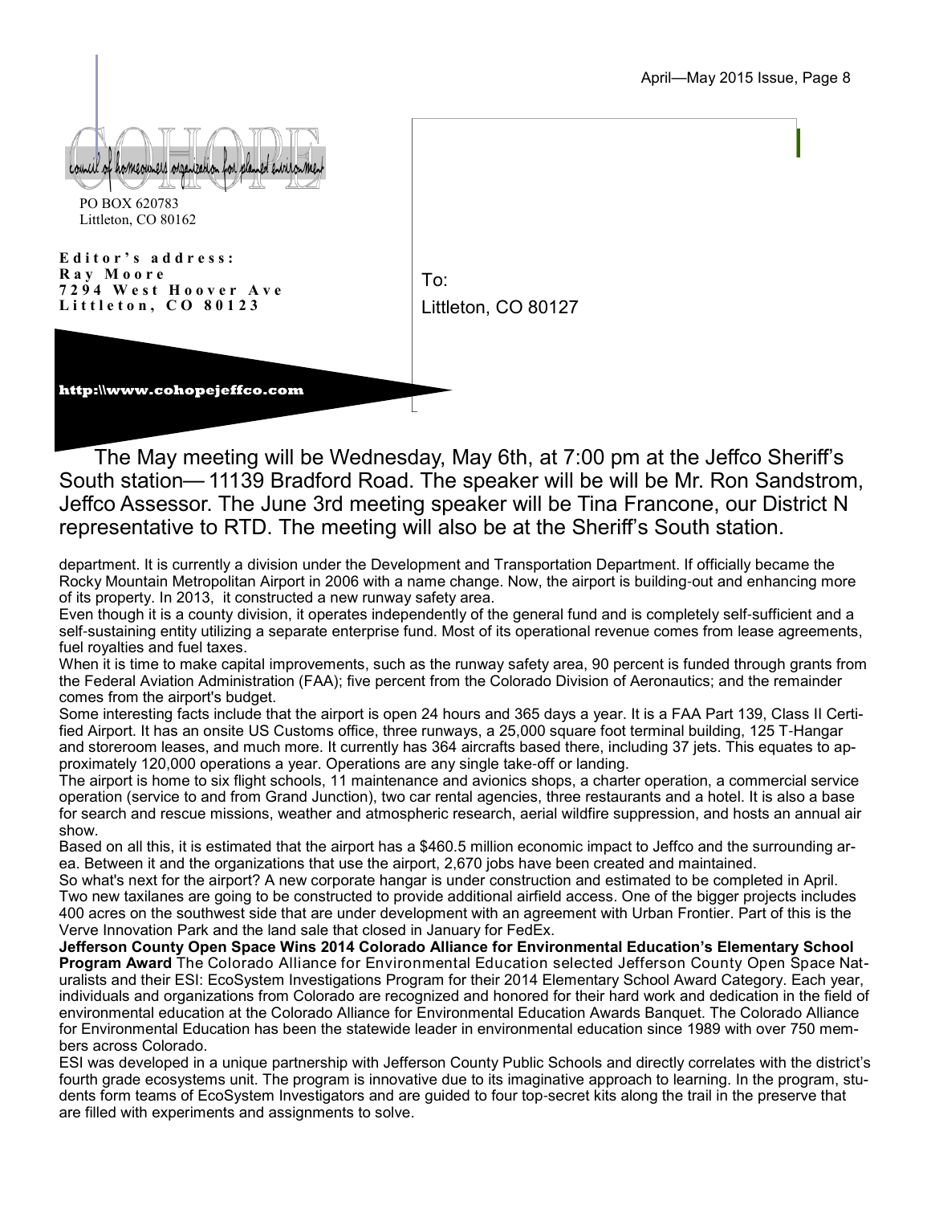COHOPE

council of homeowners organization for planned environment

PO BOX 620783
Littleton, CO 80162

**Editor's address:**
**Ray Moore**
**7294 West Hoover Ave**
**Littleton, CO 80123**

**http:\\www.cohopejeffco.com**

To:
Littleton, CO 80127

The May meeting will be Wednesday, May 6th, at 7:00 pm at the Jeffco Sheriff's South station— 11139 Bradford Road. The speaker will be will be Mr. Ron Sandstrom, Jeffco Assessor. The June 3rd meeting speaker will be Tina Francone, our District N representative to RTD. The meeting will also be at the Sheriff's South station.

department. It is currently a division under the Development and Transportation Department. If officially became the Rocky Mountain Metropolitan Airport in 2006 with a name change. Now, the airport is building-out and enhancing more of its property. In 2013, it constructed a new runway safety area.

Even though it is a county division, it operates independently of the general fund and is completely self-sufficient and a self-sustaining entity utilizing a separate enterprise fund. Most of its operational revenue comes from lease agreements, fuel royalties and fuel taxes.

When it is time to make capital improvements, such as the runway safety area, 90 percent is funded through grants from the Federal Aviation Administration (FAA); five percent from the Colorado Division of Aeronautics; and the remainder comes from the airport's budget.

Some interesting facts include that the airport is open 24 hours and 365 days a year. It is a FAA Part 139, Class II Certified Airport. It has an onsite US Customs office, three runways, a 25,000 square foot terminal building, 125 T-Hangar and storeroom leases, and much more. It currently has 364 aircrafts based there, including 37 jets. This equates to approximately 120,000 operations a year. Operations are any single take-off or landing.

The airport is home to six flight schools, 11 maintenance and avionics shops, a charter operation, a commercial service operation (service to and from Grand Junction), two car rental agencies, three restaurants and a hotel. It is also a base for search and rescue missions, weather and atmospheric research, aerial wildfire suppression, and hosts an annual air show.

Based on all this, it is estimated that the airport has a $460.5 million economic impact to Jeffco and the surrounding area. Between it and the organizations that use the airport, 2,670 jobs have been created and maintained.

So what's next for the airport? A new corporate hangar is under construction and estimated to be completed in April. Two new taxilanes are going to be constructed to provide additional airfield access. One of the bigger projects includes 400 acres on the southwest side that are under development with an agreement with Urban Frontier. Part of this is the Verve Innovation Park and the land sale that closed in January for FedEx.

**Jefferson County Open Space Wins 2014 Colorado Alliance for Environmental Education's Elementary School Program Award** The Colorado Alliance for Environmental Education selected Jefferson County Open Space Naturalists and their ESI: EcoSystem Investigations Program for their 2014 Elementary School Award Category. Each year, individuals and organizations from Colorado are recognized and honored for their hard work and dedication in the field of environmental education at the Colorado Alliance for Environmental Education Awards Banquet. The Colorado Alliance for Environmental Education has been the statewide leader in environmental education since 1989 with over 750 members across Colorado.

ESI was developed in a unique partnership with Jefferson County Public Schools and directly correlates with the district's fourth grade ecosystems unit. The program is innovative due to its imaginative approach to learning. In the program, students form teams of EcoSystem Investigators and are guided to four top-secret kits along the trail in the preserve that are filled with experiments and assignments to solve.